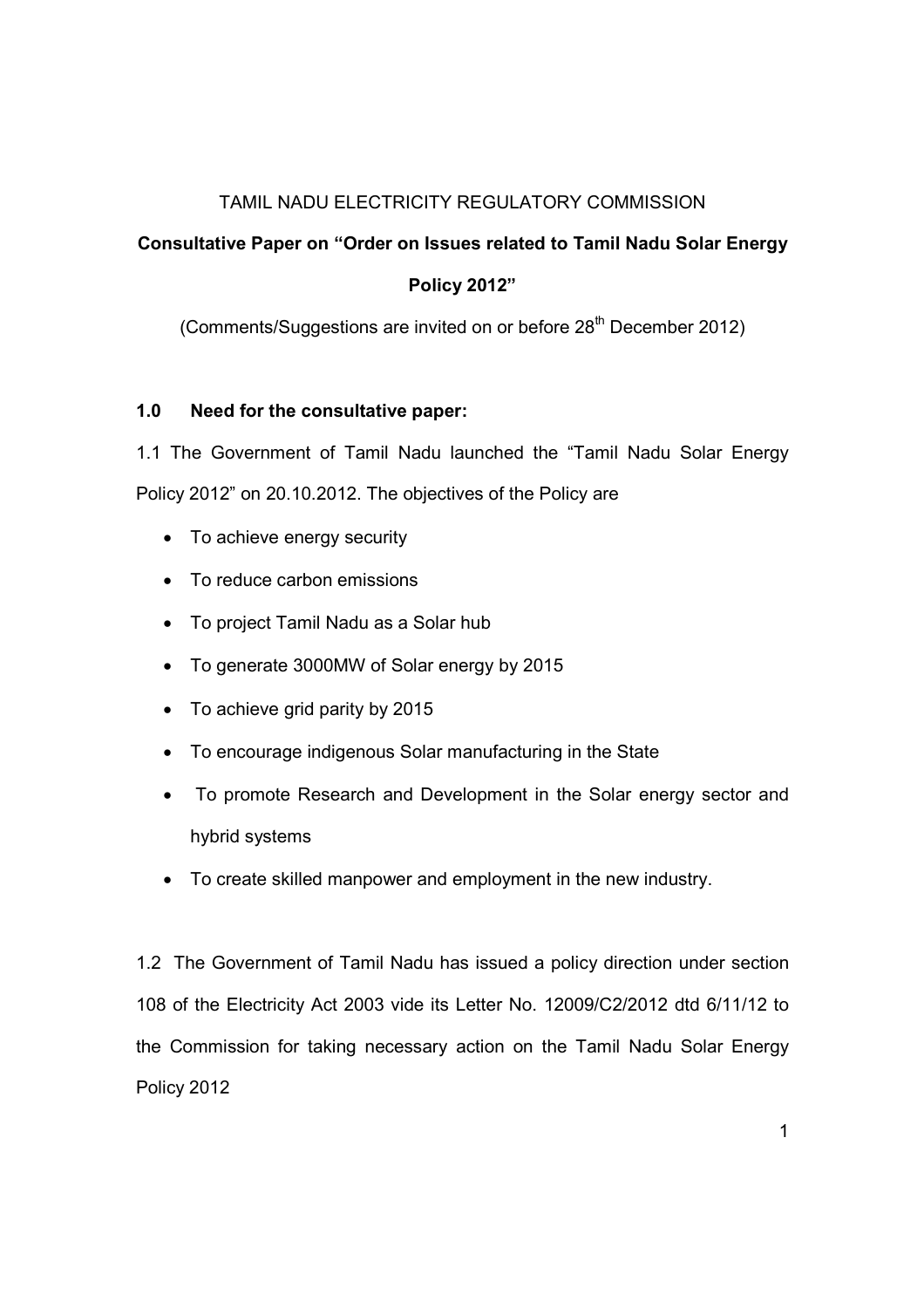TAMIL NADU ELECTRICITY REGULATORY COMMISSION

# Consultative Paper on "Order on Issues related to Tamil Nadu Solar Energy Policy 2012"

(Comments/Suggestions are invited on or before 28th December 2012)

## 1.0 Need for the consultative paper:

1.1 The Government of Tamil Nadu launched the "Tamil Nadu Solar Energy Policy 2012" on 20.10.2012. The objectives of the Policy are

- To achieve energy security
- To reduce carbon emissions
- To project Tamil Nadu as a Solar hub
- To generate 3000MW of Solar energy by 2015
- To achieve grid parity by 2015
- To encourage indigenous Solar manufacturing in the State
- To promote Research and Development in the Solar energy sector and hybrid systems
- To create skilled manpower and employment in the new industry.

1.2 The Government of Tamil Nadu has issued a policy direction under section 108 of the Electricity Act 2003 vide its Letter No. 12009/C2/2012 dtd 6/11/12 to the Commission for taking necessary action on the Tamil Nadu Solar Energy Policy 2012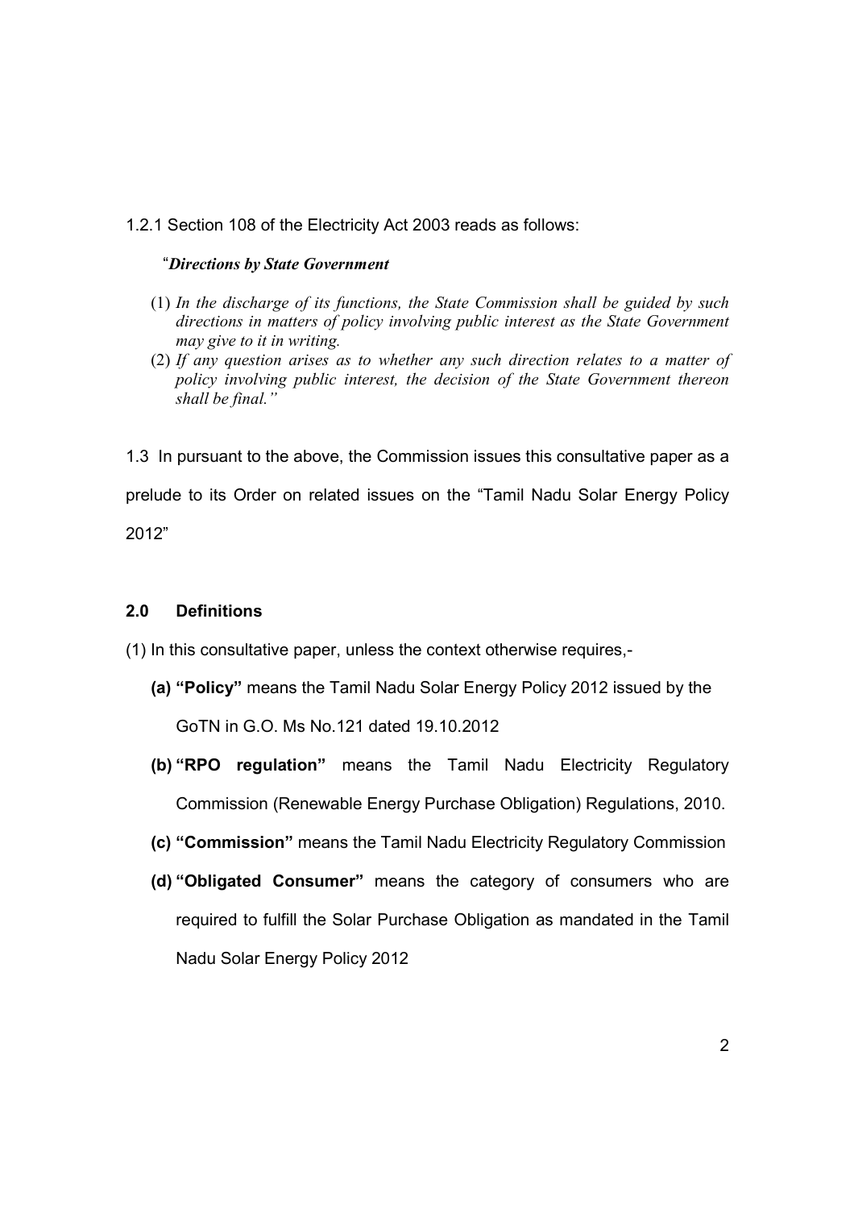1.2.1 Section 108 of the Electricity Act 2003 reads as follows:

> "***Directions by State Government***
>
> (1) *In the discharge of its functions, the State Commission shall be guided by such directions in matters of policy involving public interest as the State Government may give to it in writing.*
>
> (2) *If any question arises as to whether any such direction relates to a matter of policy involving public interest, the decision of the State Government thereon shall be final."*

1.3 In pursuant to the above, the Commission issues this consultative paper as a prelude to its Order on related issues on the "Tamil Nadu Solar Energy Policy 2012"

## 2.0 Definitions

(1) In this consultative paper, unless the context otherwise requires,-

- **(a) "Policy"** means the Tamil Nadu Solar Energy Policy 2012 issued by the GoTN in G.O. Ms No.121 dated 19.10.2012
- **(b) "RPO regulation"** means the Tamil Nadu Electricity Regulatory Commission (Renewable Energy Purchase Obligation) Regulations, 2010.
- **(c) "Commission"** means the Tamil Nadu Electricity Regulatory Commission
- **(d) "Obligated Consumer"** means the category of consumers who are required to fulfill the Solar Purchase Obligation as mandated in the Tamil Nadu Solar Energy Policy 2012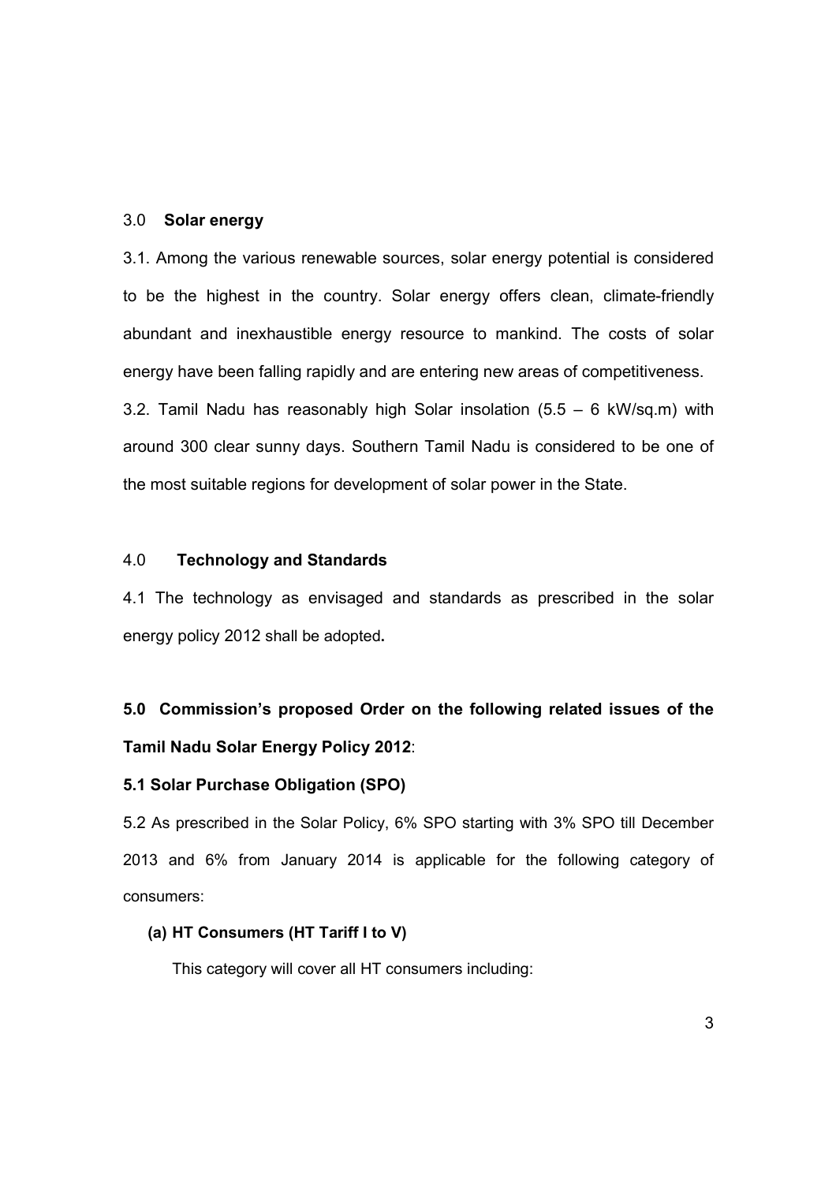## 3.0 **Solar energy**

3.1. Among the various renewable sources, solar energy potential is considered to be the highest in the country. Solar energy offers clean, climate-friendly abundant and inexhaustible energy resource to mankind. The costs of solar energy have been falling rapidly and are entering new areas of competitiveness.

3.2. Tamil Nadu has reasonably high Solar insolation (5.5 – 6 kW/sq.m) with around 300 clear sunny days. Southern Tamil Nadu is considered to be one of the most suitable regions for development of solar power in the State.

## 4.0 **Technology and Standards**

4.1 The technology as envisaged and standards as prescribed in the solar energy policy 2012 shall be adopted**.**

## **5.0 Commission's proposed Order on the following related issues of the Tamil Nadu Solar Energy Policy 2012**:

### **5.1 Solar Purchase Obligation (SPO)**

5.2 As prescribed in the Solar Policy, 6% SPO starting with 3% SPO till December 2013 and 6% from January 2014 is applicable for the following category of consumers:

**(a) HT Consumers (HT Tariff I to V)**

This category will cover all HT consumers including: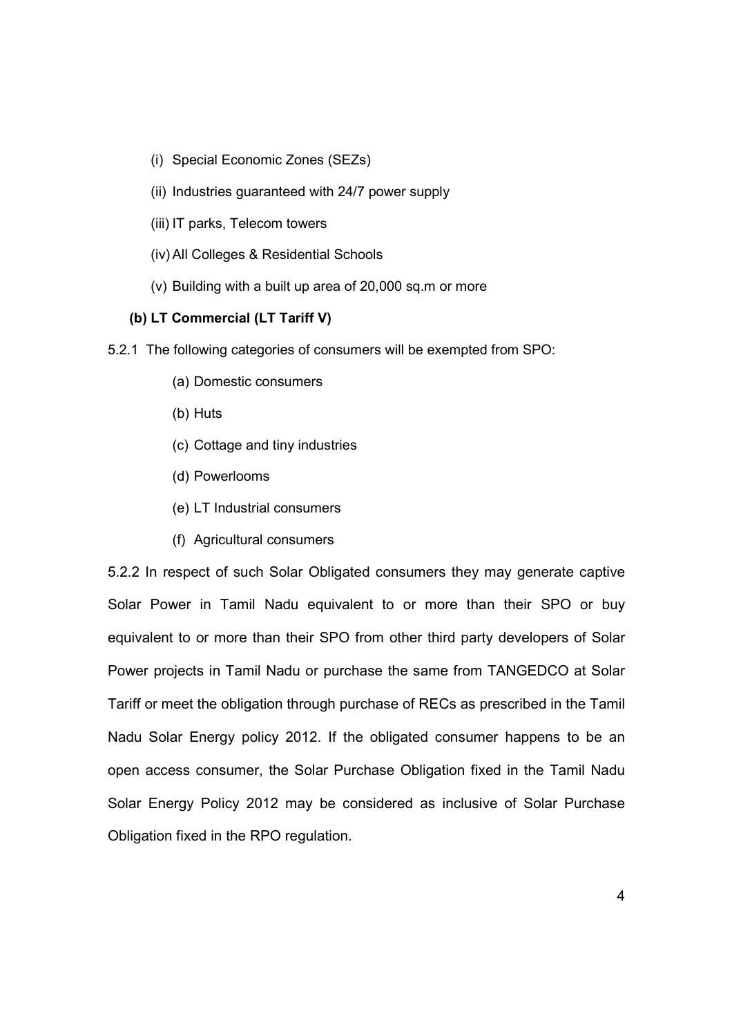(i) Special Economic Zones (SEZs)

(ii) Industries guaranteed with 24/7 power supply

(iii) IT parks, Telecom towers

(iv) All Colleges & Residential Schools

(v) Building with a built up area of 20,000 sq.m or more

**(b) LT Commercial (LT Tariff V)**

5.2.1 The following categories of consumers will be exempted from SPO:

(a) Domestic consumers

(b) Huts

(c) Cottage and tiny industries

(d) Powerlooms

(e) LT Industrial consumers

(f) Agricultural consumers

5.2.2 In respect of such Solar Obligated consumers they may generate captive Solar Power in Tamil Nadu equivalent to or more than their SPO or buy equivalent to or more than their SPO from other third party developers of Solar Power projects in Tamil Nadu or purchase the same from TANGEDCO at Solar Tariff or meet the obligation through purchase of RECs as prescribed in the Tamil Nadu Solar Energy policy 2012. If the obligated consumer happens to be an open access consumer, the Solar Purchase Obligation fixed in the Tamil Nadu Solar Energy Policy 2012 may be considered as inclusive of Solar Purchase Obligation fixed in the RPO regulation.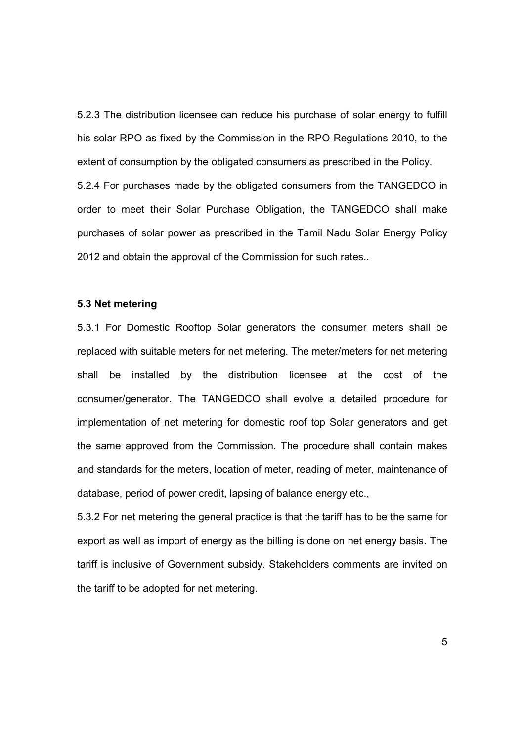5.2.3 The distribution licensee can reduce his purchase of solar energy to fulfill his solar RPO as fixed by the Commission in the RPO Regulations 2010, to the extent of consumption by the obligated consumers as prescribed in the Policy.

5.2.4 For purchases made by the obligated consumers from the TANGEDCO in order to meet their Solar Purchase Obligation, the TANGEDCO shall make purchases of solar power as prescribed in the Tamil Nadu Solar Energy Policy 2012 and obtain the approval of the Commission for such rates..

**5.3 Net metering**

5.3.1 For Domestic Rooftop Solar generators the consumer meters shall be replaced with suitable meters for net metering. The meter/meters for net metering shall be installed by the distribution licensee at the cost of the consumer/generator. The TANGEDCO shall evolve a detailed procedure for implementation of net metering for domestic roof top Solar generators and get the same approved from the Commission. The procedure shall contain makes and standards for the meters, location of meter, reading of meter, maintenance of database, period of power credit, lapsing of balance energy etc.,

5.3.2 For net metering the general practice is that the tariff has to be the same for export as well as import of energy as the billing is done on net energy basis. The tariff is inclusive of Government subsidy. Stakeholders comments are invited on the tariff to be adopted for net metering.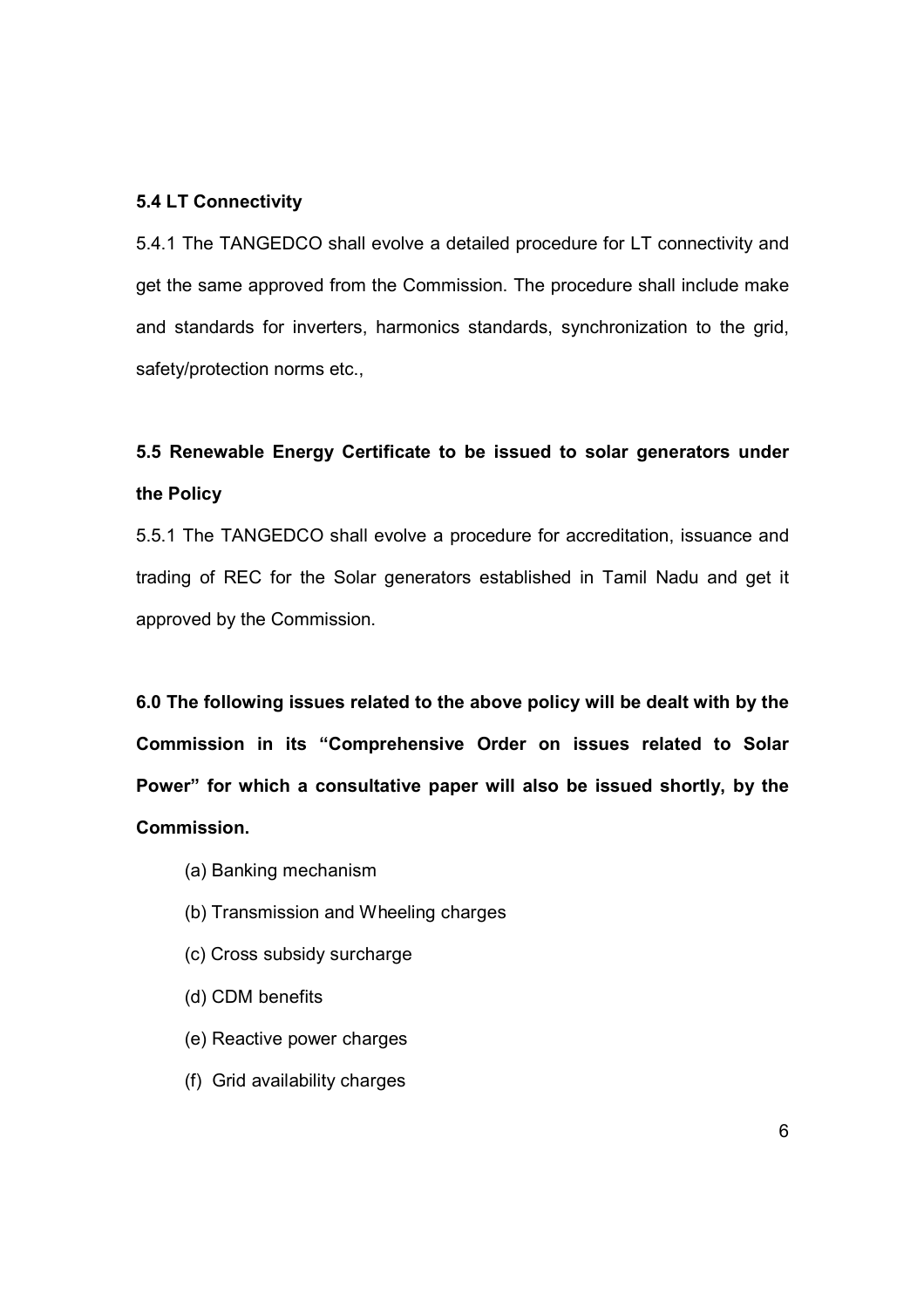**5.4 LT Connectivity**

5.4.1 The TANGEDCO shall evolve a detailed procedure for LT connectivity and get the same approved from the Commission. The procedure shall include make and standards for inverters, harmonics standards, synchronization to the grid, safety/protection norms etc.,

**5.5 Renewable Energy Certificate to be issued to solar generators under the Policy**

5.5.1 The TANGEDCO shall evolve a procedure for accreditation, issuance and trading of REC for the Solar generators established in Tamil Nadu and get it approved by the Commission.

**6.0 The following issues related to the above policy will be dealt with by the Commission in its "Comprehensive Order on issues related to Solar Power" for which a consultative paper will also be issued shortly, by the Commission.**

(a) Banking mechanism

(b) Transmission and Wheeling charges

(c) Cross subsidy surcharge

(d) CDM benefits

(e) Reactive power charges

(f) Grid availability charges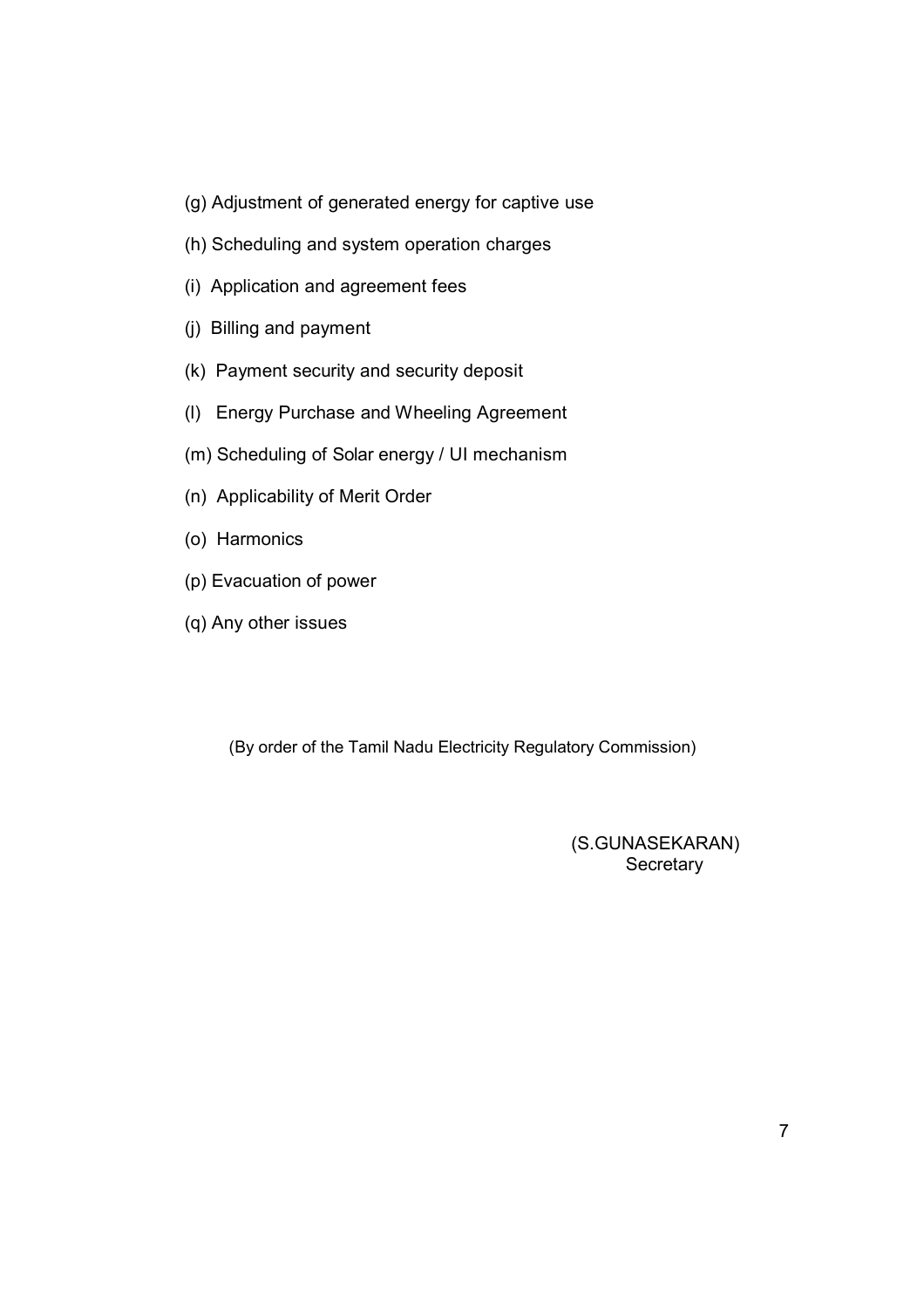(g) Adjustment of generated energy for captive use

(h) Scheduling and system operation charges

(i) Application and agreement fees

(j) Billing and payment

(k) Payment security and security deposit

(l) Energy Purchase and Wheeling Agreement

(m) Scheduling of Solar energy / UI mechanism

(n) Applicability of Merit Order

(o) Harmonics

(p) Evacuation of power

(q) Any other issues

(By order of the Tamil Nadu Electricity Regulatory Commission)

(S.GUNASEKARAN)
Secretary